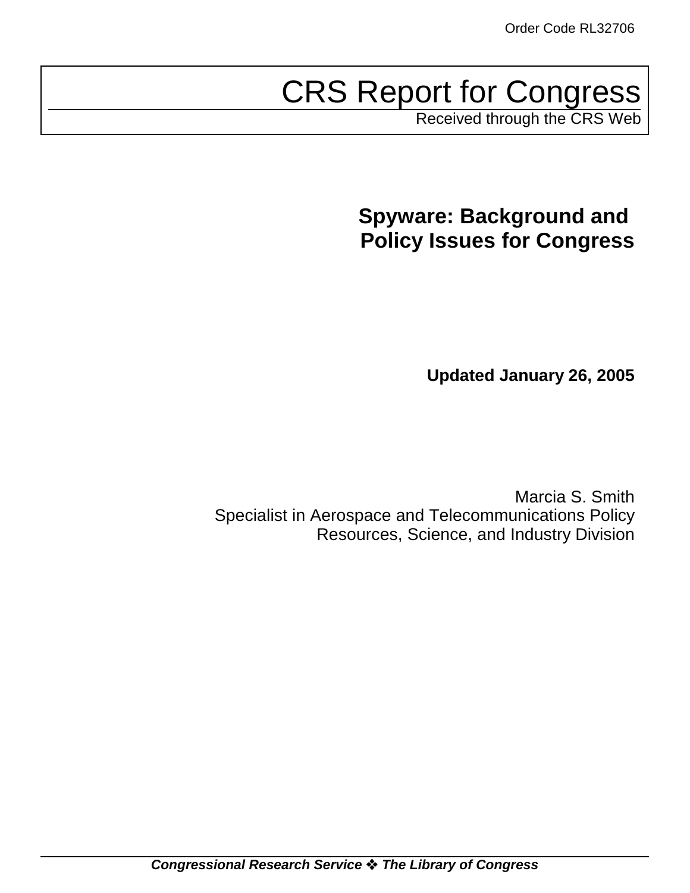Order Code RL32706

# CRS Report for Congress

Received through the CRS Web

## Spyware: Background and Policy Issues for Congress

**Updated January 26, 2005**

Marcia S. Smith
Specialist in Aerospace and Telecommunications Policy
Resources, Science, and Industry Division

***Congressional Research Service ❖ The Library of Congress***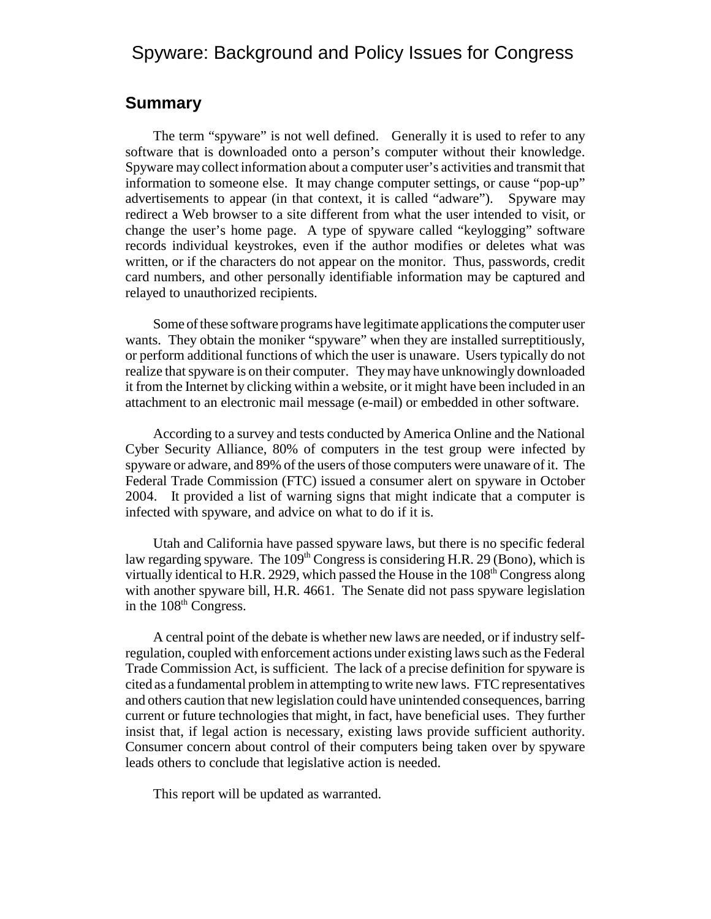# Spyware: Background and Policy Issues for Congress

## Summary

The term "spyware" is not well defined. Generally it is used to refer to any software that is downloaded onto a person's computer without their knowledge. Spyware may collect information about a computer user's activities and transmit that information to someone else. It may change computer settings, or cause "pop-up" advertisements to appear (in that context, it is called "adware"). Spyware may redirect a Web browser to a site different from what the user intended to visit, or change the user's home page. A type of spyware called "keylogging" software records individual keystrokes, even if the author modifies or deletes what was written, or if the characters do not appear on the monitor. Thus, passwords, credit card numbers, and other personally identifiable information may be captured and relayed to unauthorized recipients.

Some of these software programs have legitimate applications the computer user wants. They obtain the moniker "spyware" when they are installed surreptitiously, or perform additional functions of which the user is unaware. Users typically do not realize that spyware is on their computer. They may have unknowingly downloaded it from the Internet by clicking within a website, or it might have been included in an attachment to an electronic mail message (e-mail) or embedded in other software.

According to a survey and tests conducted by America Online and the National Cyber Security Alliance, 80% of computers in the test group were infected by spyware or adware, and 89% of the users of those computers were unaware of it. The Federal Trade Commission (FTC) issued a consumer alert on spyware in October 2004. It provided a list of warning signs that might indicate that a computer is infected with spyware, and advice on what to do if it is.

Utah and California have passed spyware laws, but there is no specific federal law regarding spyware. The 109th Congress is considering H.R. 29 (Bono), which is virtually identical to H.R. 2929, which passed the House in the 108th Congress along with another spyware bill, H.R. 4661. The Senate did not pass spyware legislation in the 108th Congress.

A central point of the debate is whether new laws are needed, or if industry self-regulation, coupled with enforcement actions under existing laws such as the Federal Trade Commission Act, is sufficient. The lack of a precise definition for spyware is cited as a fundamental problem in attempting to write new laws. FTC representatives and others caution that new legislation could have unintended consequences, barring current or future technologies that might, in fact, have beneficial uses. They further insist that, if legal action is necessary, existing laws provide sufficient authority. Consumer concern about control of their computers being taken over by spyware leads others to conclude that legislative action is needed.

This report will be updated as warranted.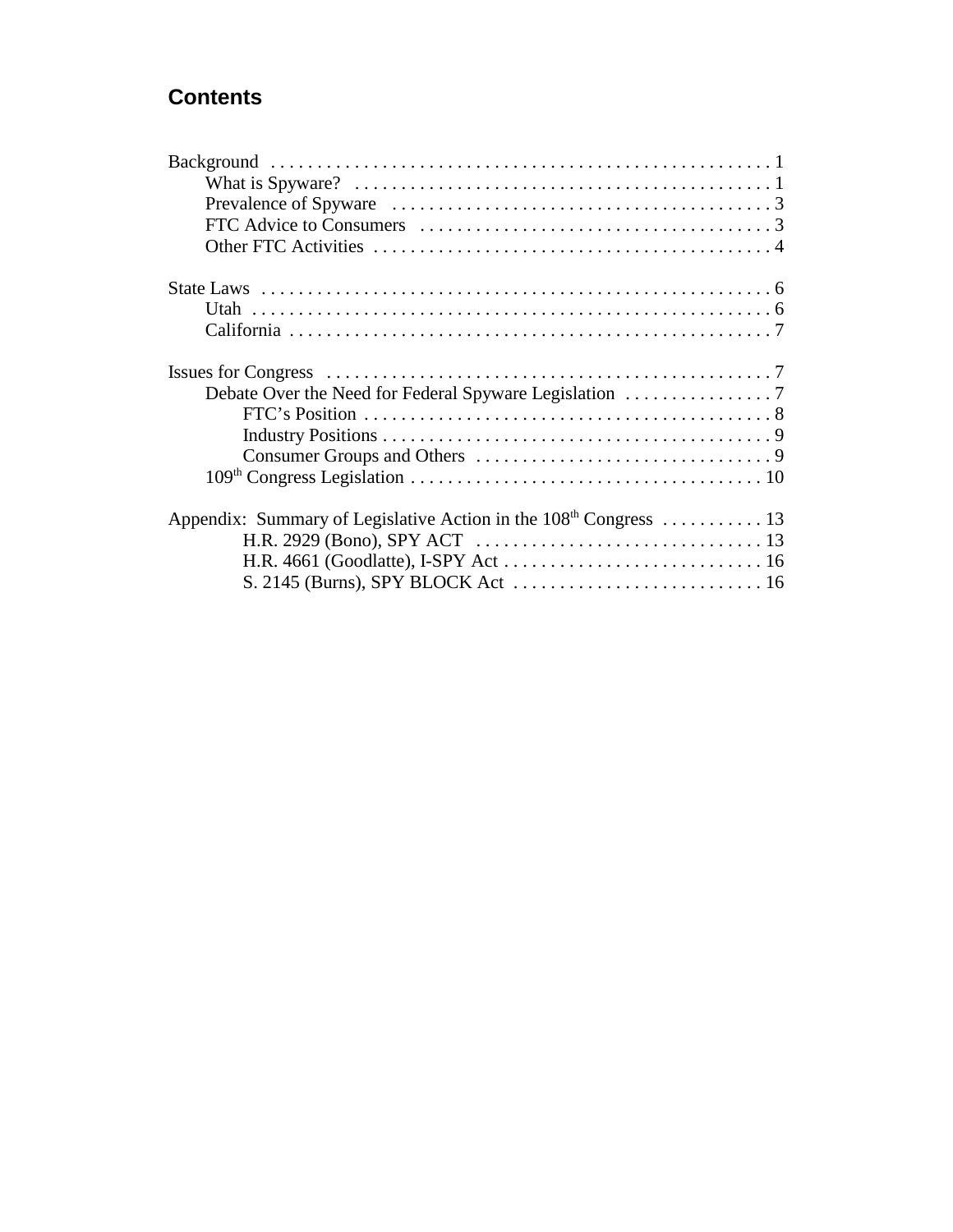## Contents

Background . . . . . . . . . . . . . . . . . . . . . . . . . . . . . . . . . . . . . . . . . . . . . . . . . . . . . 1
- What is Spyware? . . . . . . . . . . . . . . . . . . . . . . . . . . . . . . . . . . . . . . . . . . . . . 1
- Prevalence of Spyware . . . . . . . . . . . . . . . . . . . . . . . . . . . . . . . . . . . . . . . . 3
- FTC Advice to Consumers . . . . . . . . . . . . . . . . . . . . . . . . . . . . . . . . . . . . . . 3
- Other FTC Activities . . . . . . . . . . . . . . . . . . . . . . . . . . . . . . . . . . . . . . . . . . . 4

State Laws . . . . . . . . . . . . . . . . . . . . . . . . . . . . . . . . . . . . . . . . . . . . . . . . . . . . . . 6
- Utah . . . . . . . . . . . . . . . . . . . . . . . . . . . . . . . . . . . . . . . . . . . . . . . . . . . . . . . . 6
- California . . . . . . . . . . . . . . . . . . . . . . . . . . . . . . . . . . . . . . . . . . . . . . . . . . . . 7

Issues for Congress . . . . . . . . . . . . . . . . . . . . . . . . . . . . . . . . . . . . . . . . . . . . . . . . 7
- Debate Over the Need for Federal Spyware Legislation . . . . . . . . . . . . . . . . 7
  - FTC's Position . . . . . . . . . . . . . . . . . . . . . . . . . . . . . . . . . . . . . . . . . . . 8
  - Industry Positions . . . . . . . . . . . . . . . . . . . . . . . . . . . . . . . . . . . . . . . . . 9
  - Consumer Groups and Others . . . . . . . . . . . . . . . . . . . . . . . . . . . . . . . . 9
- 109th Congress Legislation . . . . . . . . . . . . . . . . . . . . . . . . . . . . . . . . . . . . . . 10

Appendix: Summary of Legislative Action in the 108th Congress . . . . . . . . . . . 13
- H.R. 2929 (Bono), SPY ACT . . . . . . . . . . . . . . . . . . . . . . . . . . . . . . . 13
- H.R. 4661 (Goodlatte), I-SPY Act . . . . . . . . . . . . . . . . . . . . . . . . . . . . 16
- S. 2145 (Burns), SPY BLOCK Act . . . . . . . . . . . . . . . . . . . . . . . . . . . 16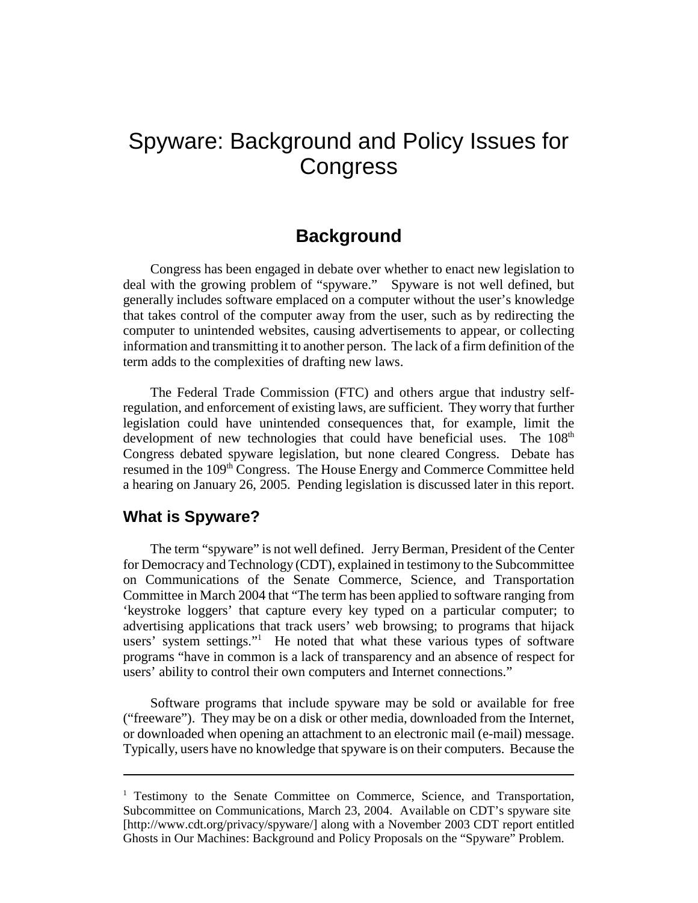# Spyware: Background and Policy Issues for Congress

## Background

Congress has been engaged in debate over whether to enact new legislation to deal with the growing problem of "spyware." Spyware is not well defined, but generally includes software emplaced on a computer without the user's knowledge that takes control of the computer away from the user, such as by redirecting the computer to unintended websites, causing advertisements to appear, or collecting information and transmitting it to another person. The lack of a firm definition of the term adds to the complexities of drafting new laws.

The Federal Trade Commission (FTC) and others argue that industry self-regulation, and enforcement of existing laws, are sufficient. They worry that further legislation could have unintended consequences that, for example, limit the development of new technologies that could have beneficial uses. The 108th Congress debated spyware legislation, but none cleared Congress. Debate has resumed in the 109th Congress. The House Energy and Commerce Committee held a hearing on January 26, 2005. Pending legislation is discussed later in this report.

### What is Spyware?

The term "spyware" is not well defined. Jerry Berman, President of the Center for Democracy and Technology (CDT), explained in testimony to the Subcommittee on Communications of the Senate Commerce, Science, and Transportation Committee in March 2004 that "The term has been applied to software ranging from 'keystroke loggers' that capture every key typed on a particular computer; to advertising applications that track users' web browsing; to programs that hijack users' system settings."[1] He noted that what these various types of software programs "have in common is a lack of transparency and an absence of respect for users' ability to control their own computers and Internet connections."

Software programs that include spyware may be sold or available for free ("freeware"). They may be on a disk or other media, downloaded from the Internet, or downloaded when opening an attachment to an electronic mail (e-mail) message. Typically, users have no knowledge that spyware is on their computers. Because the

---

[1] Testimony to the Senate Committee on Commerce, Science, and Transportation, Subcommittee on Communications, March 23, 2004. Available on CDT's spyware site [http://www.cdt.org/privacy/spyware/] along with a November 2003 CDT report entitled Ghosts in Our Machines: Background and Policy Proposals on the "Spyware" Problem.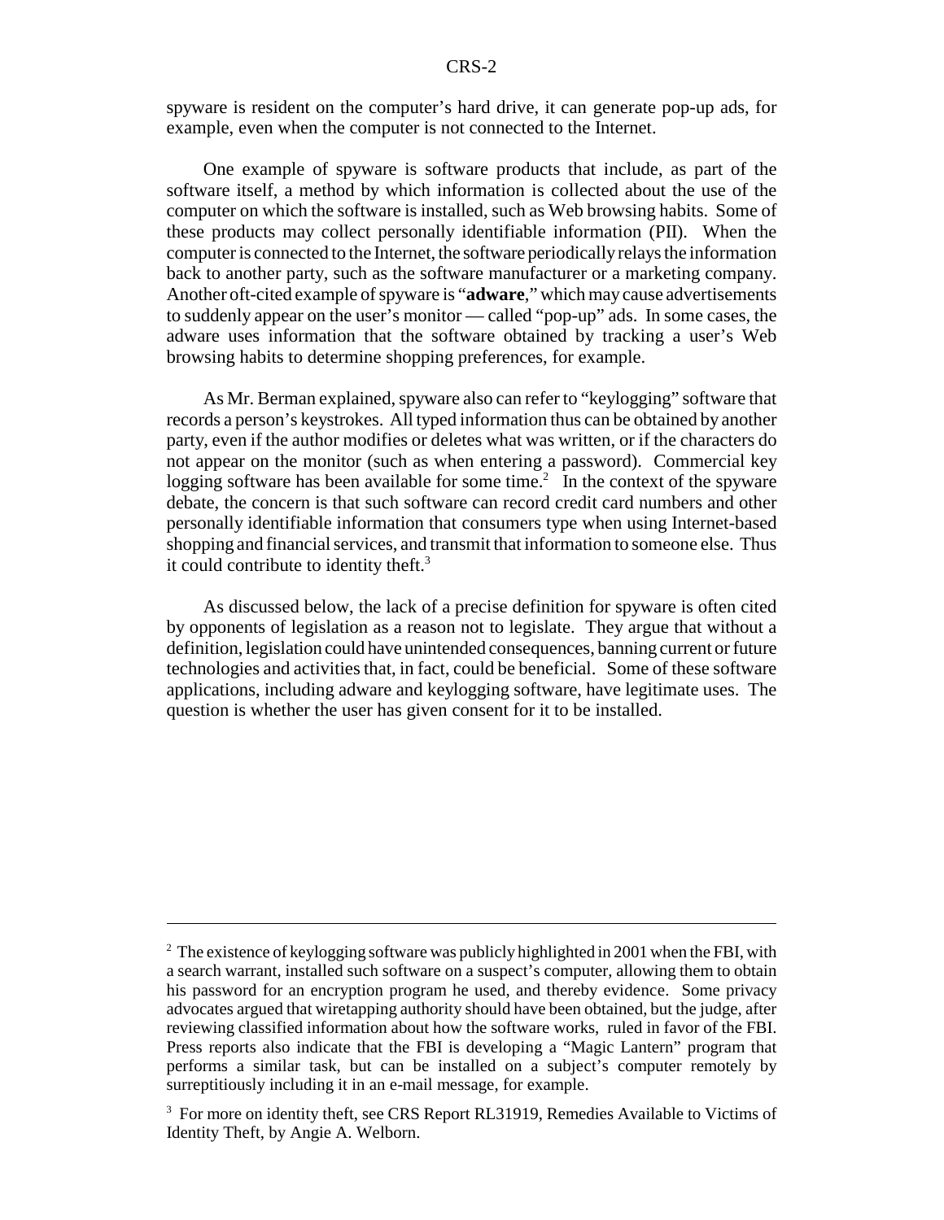spyware is resident on the computer's hard drive, it can generate pop-up ads, for example, even when the computer is not connected to the Internet.

One example of spyware is software products that include, as part of the software itself, a method by which information is collected about the use of the computer on which the software is installed, such as Web browsing habits. Some of these products may collect personally identifiable information (PII). When the computer is connected to the Internet, the software periodically relays the information back to another party, such as the software manufacturer or a marketing company. Another oft-cited example of spyware is "**adware**," which may cause advertisements to suddenly appear on the user's monitor — called "pop-up" ads. In some cases, the adware uses information that the software obtained by tracking a user's Web browsing habits to determine shopping preferences, for example.

As Mr. Berman explained, spyware also can refer to "keylogging" software that records a person's keystrokes. All typed information thus can be obtained by another party, even if the author modifies or deletes what was written, or if the characters do not appear on the monitor (such as when entering a password). Commercial key logging software has been available for some time.[2] In the context of the spyware debate, the concern is that such software can record credit card numbers and other personally identifiable information that consumers type when using Internet-based shopping and financial services, and transmit that information to someone else. Thus it could contribute to identity theft.[3]

As discussed below, the lack of a precise definition for spyware is often cited by opponents of legislation as a reason not to legislate. They argue that without a definition, legislation could have unintended consequences, banning current or future technologies and activities that, in fact, could be beneficial. Some of these software applications, including adware and keylogging software, have legitimate uses. The question is whether the user has given consent for it to be installed.

---

[2] The existence of keylogging software was publicly highlighted in 2001 when the FBI, with a search warrant, installed such software on a suspect's computer, allowing them to obtain his password for an encryption program he used, and thereby evidence. Some privacy advocates argued that wiretapping authority should have been obtained, but the judge, after reviewing classified information about how the software works, ruled in favor of the FBI. Press reports also indicate that the FBI is developing a "Magic Lantern" program that performs a similar task, but can be installed on a subject's computer remotely by surreptitiously including it in an e-mail message, for example.

[3] For more on identity theft, see CRS Report RL31919, Remedies Available to Victims of Identity Theft, by Angie A. Welborn.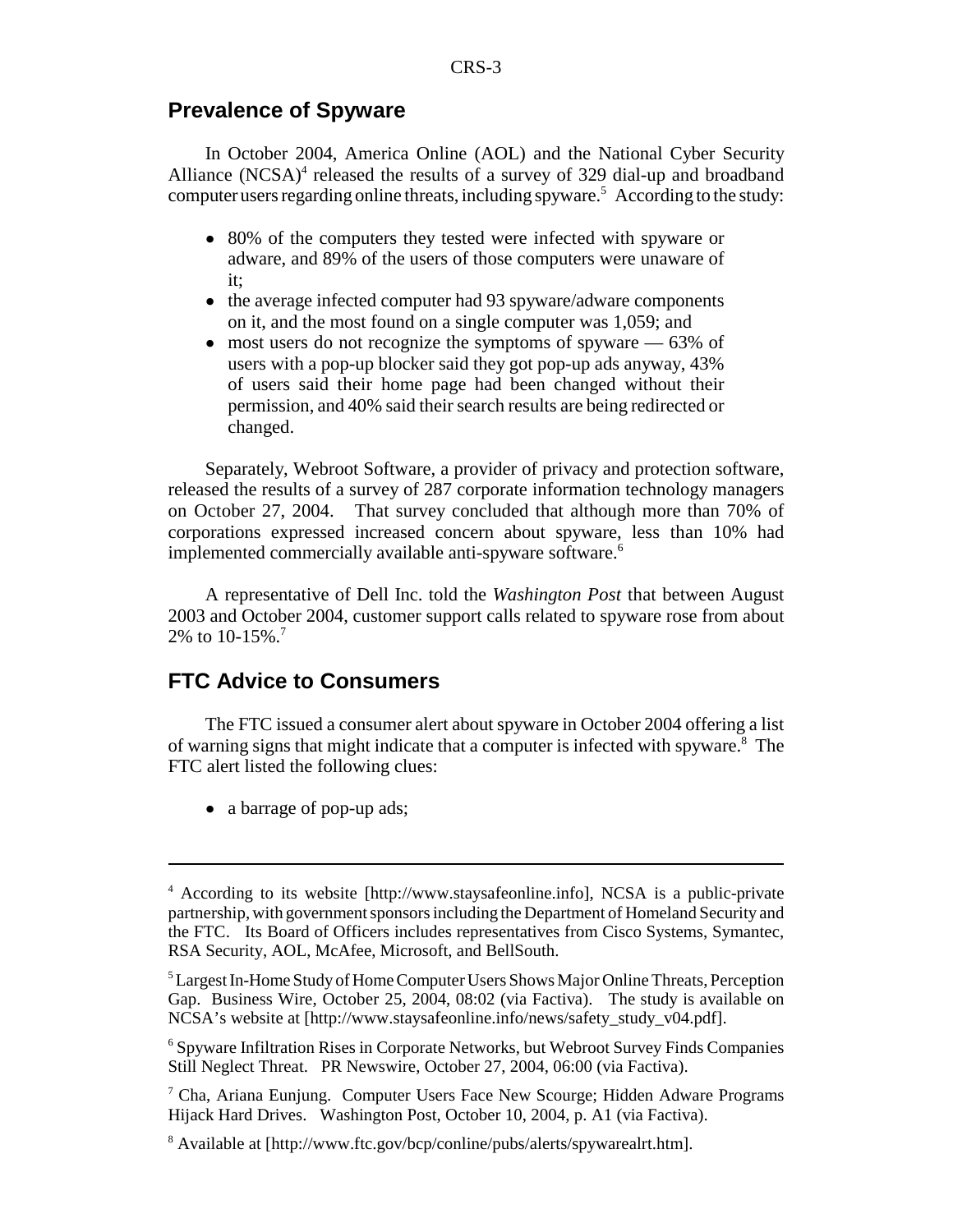## Prevalence of Spyware

In October 2004, America Online (AOL) and the National Cyber Security Alliance (NCSA)[4] released the results of a survey of 329 dial-up and broadband computer users regarding online threats, including spyware.[5] According to the study:

- 80% of the computers they tested were infected with spyware or adware, and 89% of the users of those computers were unaware of it;
- the average infected computer had 93 spyware/adware components on it, and the most found on a single computer was 1,059; and
- most users do not recognize the symptoms of spyware — 63% of users with a pop-up blocker said they got pop-up ads anyway, 43% of users said their home page had been changed without their permission, and 40% said their search results are being redirected or changed.

Separately, Webroot Software, a provider of privacy and protection software, released the results of a survey of 287 corporate information technology managers on October 27, 2004. That survey concluded that although more than 70% of corporations expressed increased concern about spyware, less than 10% had implemented commercially available anti-spyware software.[6]

A representative of Dell Inc. told the *Washington Post* that between August 2003 and October 2004, customer support calls related to spyware rose from about 2% to 10-15%.[7]

## FTC Advice to Consumers

The FTC issued a consumer alert about spyware in October 2004 offering a list of warning signs that might indicate that a computer is infected with spyware.[8] The FTC alert listed the following clues:

- a barrage of pop-up ads;

---

[4] According to its website [http://www.staysafeonline.info], NCSA is a public-private partnership, with government sponsors including the Department of Homeland Security and the FTC. Its Board of Officers includes representatives from Cisco Systems, Symantec, RSA Security, AOL, McAfee, Microsoft, and BellSouth.

[5] Largest In-Home Study of Home Computer Users Shows Major Online Threats, Perception Gap. Business Wire, October 25, 2004, 08:02 (via Factiva). The study is available on NCSA's website at [http://www.staysafeonline.info/news/safety_study_v04.pdf].

[6] Spyware Infiltration Rises in Corporate Networks, but Webroot Survey Finds Companies Still Neglect Threat. PR Newswire, October 27, 2004, 06:00 (via Factiva).

[7] Cha, Ariana Eunjung. Computer Users Face New Scourge; Hidden Adware Programs Hijack Hard Drives. Washington Post, October 10, 2004, p. A1 (via Factiva).

[8] Available at [http://www.ftc.gov/bcp/conline/pubs/alerts/spywarealrt.htm].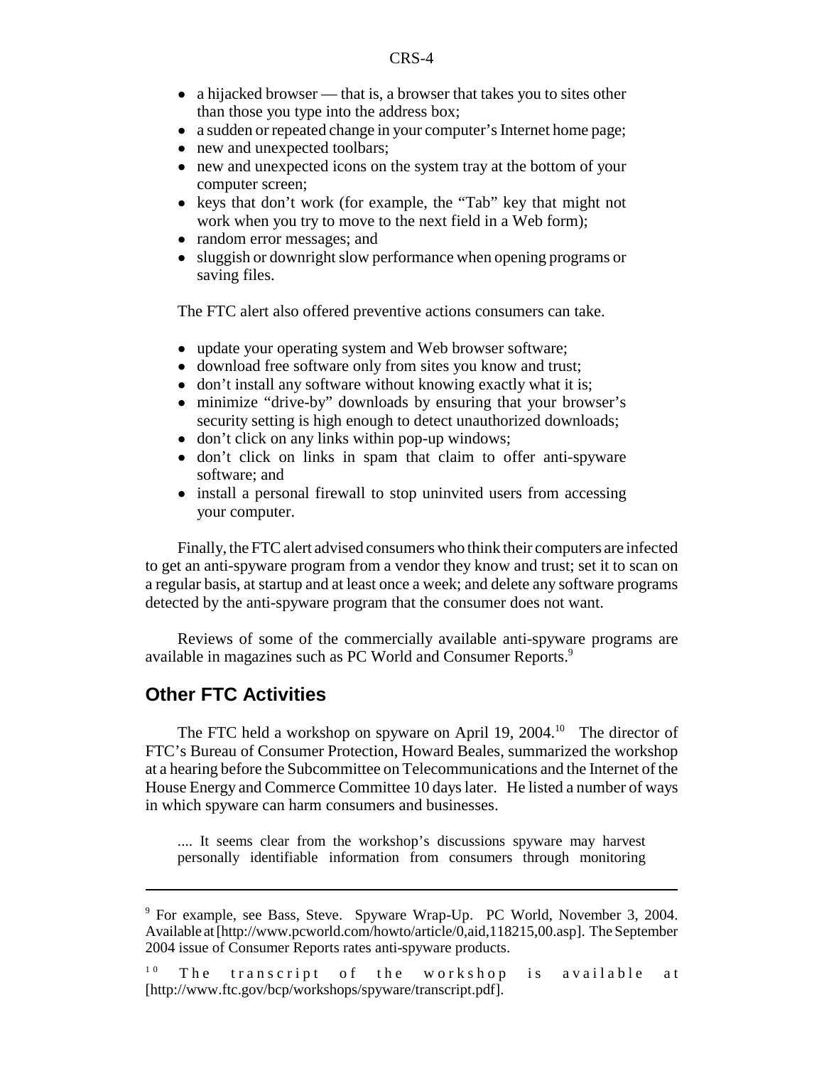- a hijacked browser — that is, a browser that takes you to sites other than those you type into the address box;
- a sudden or repeated change in your computer's Internet home page;
- new and unexpected toolbars;
- new and unexpected icons on the system tray at the bottom of your computer screen;
- keys that don't work (for example, the "Tab" key that might not work when you try to move to the next field in a Web form);
- random error messages; and
- sluggish or downright slow performance when opening programs or saving files.

The FTC alert also offered preventive actions consumers can take.

- update your operating system and Web browser software;
- download free software only from sites you know and trust;
- don't install any software without knowing exactly what it is;
- minimize "drive-by" downloads by ensuring that your browser's security setting is high enough to detect unauthorized downloads;
- don't click on any links within pop-up windows;
- don't click on links in spam that claim to offer anti-spyware software; and
- install a personal firewall to stop uninvited users from accessing your computer.

Finally, the FTC alert advised consumers who think their computers are infected to get an anti-spyware program from a vendor they know and trust; set it to scan on a regular basis, at startup and at least once a week; and delete any software programs detected by the anti-spyware program that the consumer does not want.

Reviews of some of the commercially available anti-spyware programs are available in magazines such as PC World and Consumer Reports.[9]

## Other FTC Activities

The FTC held a workshop on spyware on April 19, 2004.[10] The director of FTC's Bureau of Consumer Protection, Howard Beales, summarized the workshop at a hearing before the Subcommittee on Telecommunications and the Internet of the House Energy and Commerce Committee 10 days later. He listed a number of ways in which spyware can harm consumers and businesses.

> .... It seems clear from the workshop's discussions spyware may harvest personally identifiable information from consumers through monitoring

---

[9] For example, see Bass, Steve. Spyware Wrap-Up. PC World, November 3, 2004. Available at [http://www.pcworld.com/howto/article/0,aid,118215,00.asp]. The September 2004 issue of Consumer Reports rates anti-spyware products.

[10] The transcript of the workshop is available at [http://www.ftc.gov/bcp/workshops/spyware/transcript.pdf].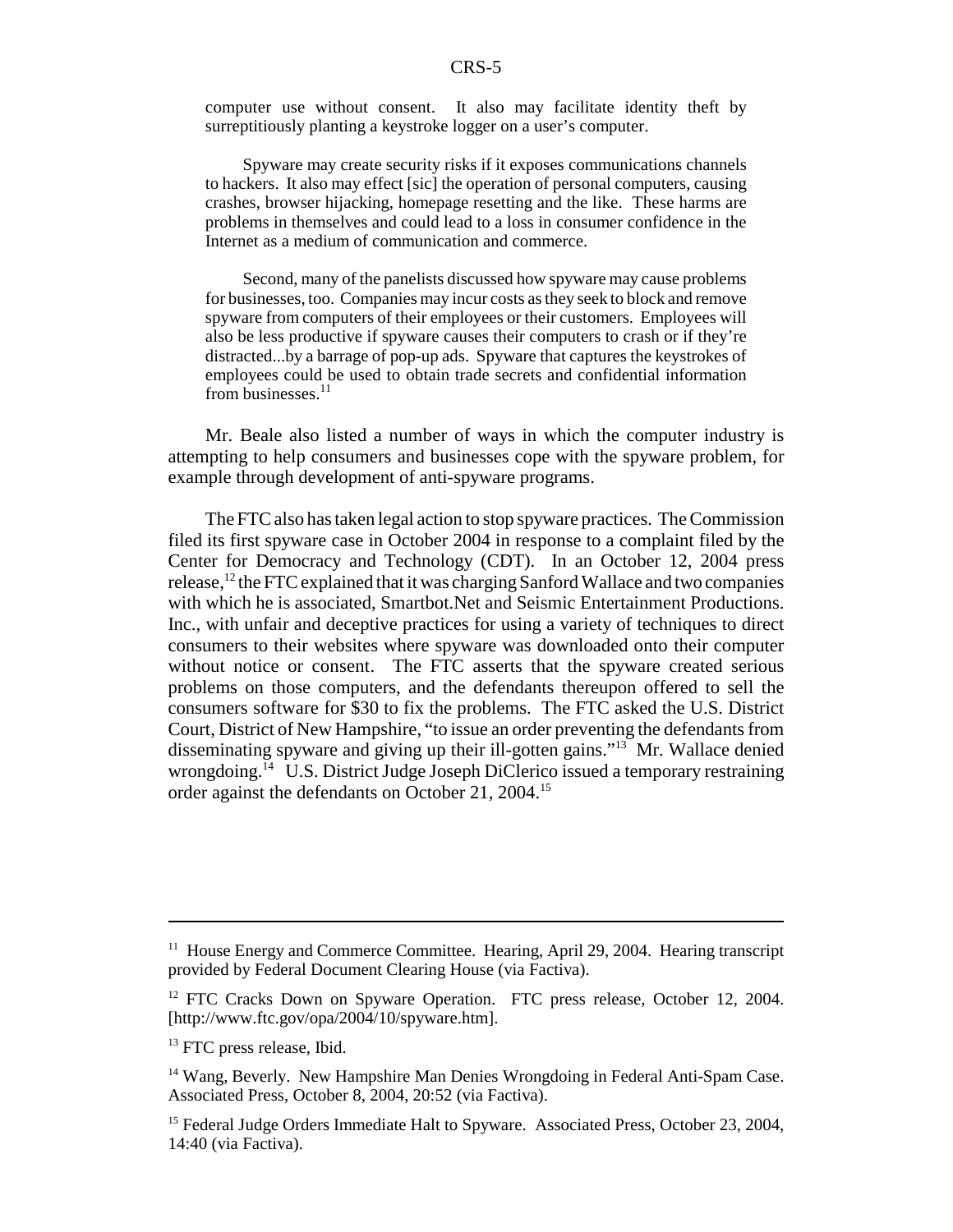> computer use without consent. It also may facilitate identity theft by surreptitiously planting a keystroke logger on a user's computer.
>
> Spyware may create security risks if it exposes communications channels to hackers. It also may effect [sic] the operation of personal computers, causing crashes, browser hijacking, homepage resetting and the like. These harms are problems in themselves and could lead to a loss in consumer confidence in the Internet as a medium of communication and commerce.
>
> Second, many of the panelists discussed how spyware may cause problems for businesses, too. Companies may incur costs as they seek to block and remove spyware from computers of their employees or their customers. Employees will also be less productive if spyware causes their computers to crash or if they're distracted...by a barrage of pop-up ads. Spyware that captures the keystrokes of employees could be used to obtain trade secrets and confidential information from businesses.[11]

Mr. Beale also listed a number of ways in which the computer industry is attempting to help consumers and businesses cope with the spyware problem, for example through development of anti-spyware programs.

The FTC also has taken legal action to stop spyware practices. The Commission filed its first spyware case in October 2004 in response to a complaint filed by the Center for Democracy and Technology (CDT). In an October 12, 2004 press release,[12] the FTC explained that it was charging Sanford Wallace and two companies with which he is associated, Smartbot.Net and Seismic Entertainment Productions. Inc., with unfair and deceptive practices for using a variety of techniques to direct consumers to their websites where spyware was downloaded onto their computer without notice or consent. The FTC asserts that the spyware created serious problems on those computers, and the defendants thereupon offered to sell the consumers software for $30 to fix the problems. The FTC asked the U.S. District Court, District of New Hampshire, "to issue an order preventing the defendants from disseminating spyware and giving up their ill-gotten gains."[13] Mr. Wallace denied wrongdoing.[14] U.S. District Judge Joseph DiClerico issued a temporary restraining order against the defendants on October 21, 2004.[15]

---

[11] House Energy and Commerce Committee. Hearing, April 29, 2004. Hearing transcript provided by Federal Document Clearing House (via Factiva).

[12] FTC Cracks Down on Spyware Operation. FTC press release, October 12, 2004. [http://www.ftc.gov/opa/2004/10/spyware.htm].

[13] FTC press release, Ibid.

[14] Wang, Beverly. New Hampshire Man Denies Wrongdoing in Federal Anti-Spam Case. Associated Press, October 8, 2004, 20:52 (via Factiva).

[15] Federal Judge Orders Immediate Halt to Spyware. Associated Press, October 23, 2004, 14:40 (via Factiva).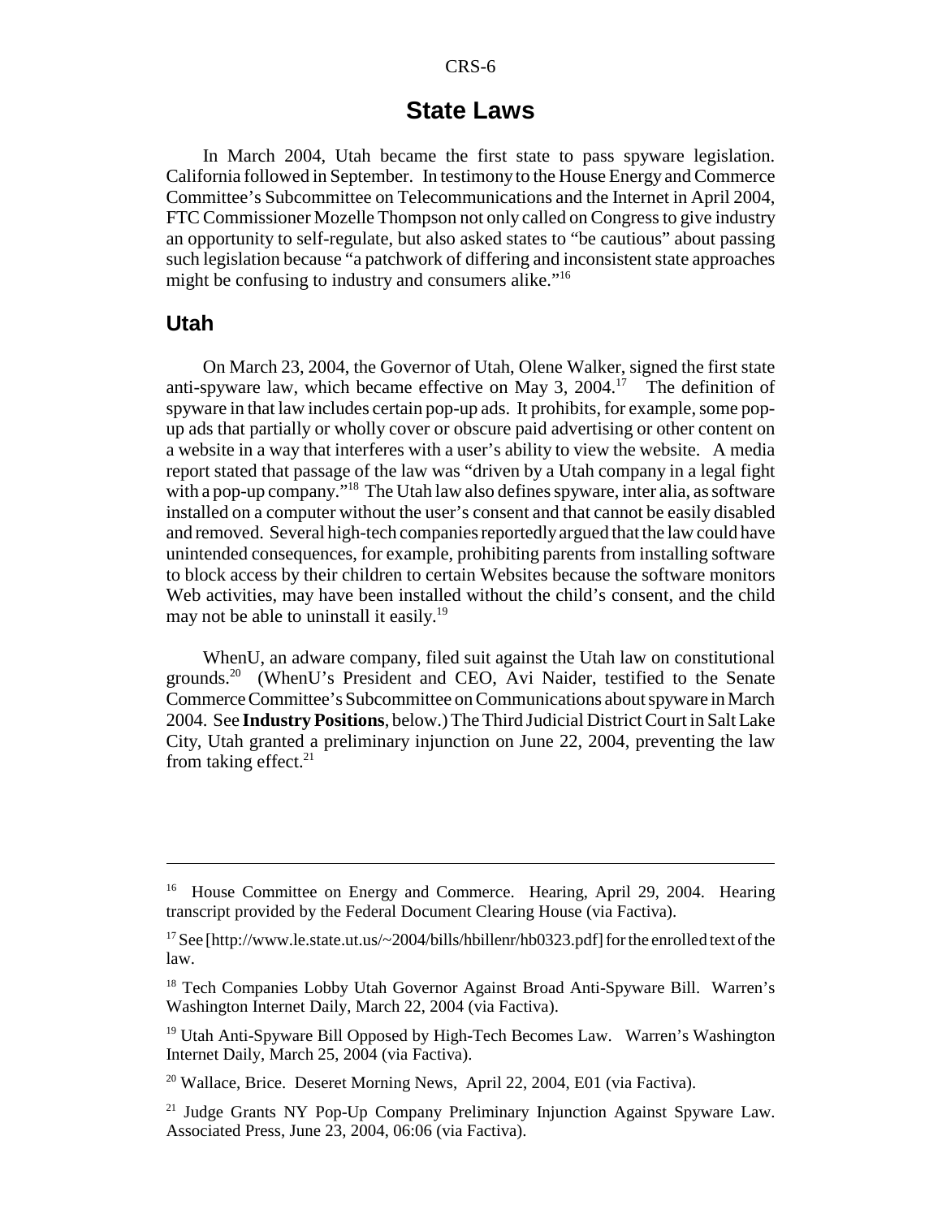## State Laws

In March 2004, Utah became the first state to pass spyware legislation. California followed in September. In testimony to the House Energy and Commerce Committee's Subcommittee on Telecommunications and the Internet in April 2004, FTC Commissioner Mozelle Thompson not only called on Congress to give industry an opportunity to self-regulate, but also asked states to "be cautious" about passing such legislation because "a patchwork of differing and inconsistent state approaches might be confusing to industry and consumers alike."[16]

### Utah

On March 23, 2004, the Governor of Utah, Olene Walker, signed the first state anti-spyware law, which became effective on May 3, 2004.[17] The definition of spyware in that law includes certain pop-up ads. It prohibits, for example, some pop-up ads that partially or wholly cover or obscure paid advertising or other content on a website in a way that interferes with a user's ability to view the website. A media report stated that passage of the law was "driven by a Utah company in a legal fight with a pop-up company."[18] The Utah law also defines spyware, inter alia, as software installed on a computer without the user's consent and that cannot be easily disabled and removed. Several high-tech companies reportedly argued that the law could have unintended consequences, for example, prohibiting parents from installing software to block access by their children to certain Websites because the software monitors Web activities, may have been installed without the child's consent, and the child may not be able to uninstall it easily.[19]

WhenU, an adware company, filed suit against the Utah law on constitutional grounds.[20] (WhenU's President and CEO, Avi Naider, testified to the Senate Commerce Committee's Subcommittee on Communications about spyware in March 2004. See **Industry Positions**, below.) The Third Judicial District Court in Salt Lake City, Utah granted a preliminary injunction on June 22, 2004, preventing the law from taking effect.[21]

---

[16] House Committee on Energy and Commerce. Hearing, April 29, 2004. Hearing transcript provided by the Federal Document Clearing House (via Factiva).

[17] See [http://www.le.state.ut.us/~2004/bills/hbillenr/hb0323.pdf] for the enrolled text of the law.

[18] Tech Companies Lobby Utah Governor Against Broad Anti-Spyware Bill. Warren's Washington Internet Daily, March 22, 2004 (via Factiva).

[19] Utah Anti-Spyware Bill Opposed by High-Tech Becomes Law. Warren's Washington Internet Daily, March 25, 2004 (via Factiva).

[20] Wallace, Brice. Deseret Morning News, April 22, 2004, E01 (via Factiva).

[21] Judge Grants NY Pop-Up Company Preliminary Injunction Against Spyware Law. Associated Press, June 23, 2004, 06:06 (via Factiva).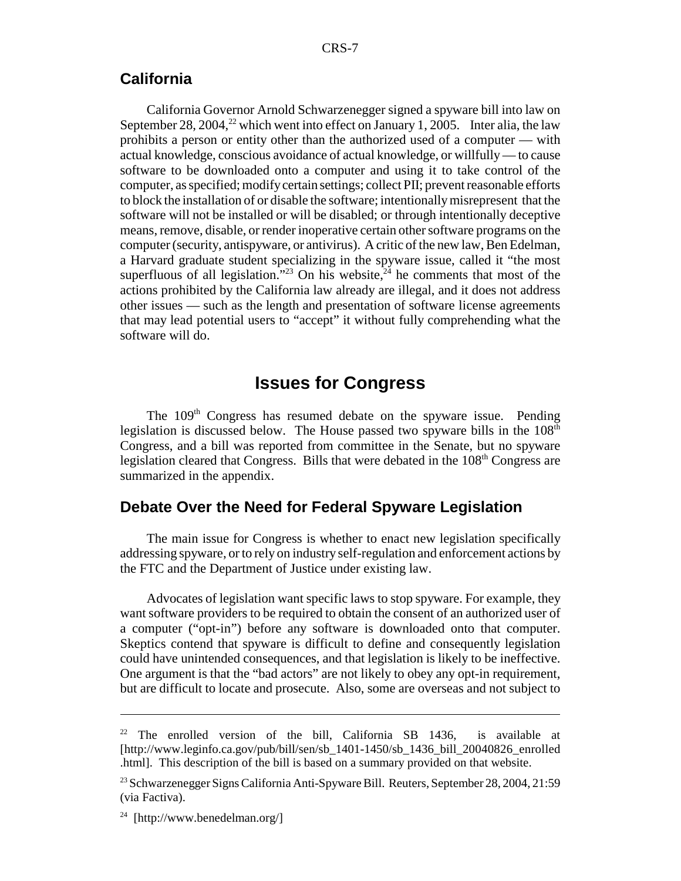## California

California Governor Arnold Schwarzenegger signed a spyware bill into law on September 28, 2004,[22] which went into effect on January 1, 2005. Inter alia, the law prohibits a person or entity other than the authorized used of a computer — with actual knowledge, conscious avoidance of actual knowledge, or willfully — to cause software to be downloaded onto a computer and using it to take control of the computer, as specified; modify certain settings; collect PII; prevent reasonable efforts to block the installation of or disable the software; intentionally misrepresent that the software will not be installed or will be disabled; or through intentionally deceptive means, remove, disable, or render inoperative certain other software programs on the computer (security, antispyware, or antivirus). A critic of the new law, Ben Edelman, a Harvard graduate student specializing in the spyware issue, called it "the most superfluous of all legislation."[23] On his website,[24] he comments that most of the actions prohibited by the California law already are illegal, and it does not address other issues — such as the length and presentation of software license agreements that may lead potential users to "accept" it without fully comprehending what the software will do.

# Issues for Congress

The 109th Congress has resumed debate on the spyware issue. Pending legislation is discussed below. The House passed two spyware bills in the 108th Congress, and a bill was reported from committee in the Senate, but no spyware legislation cleared that Congress. Bills that were debated in the 108th Congress are summarized in the appendix.

## Debate Over the Need for Federal Spyware Legislation

The main issue for Congress is whether to enact new legislation specifically addressing spyware, or to rely on industry self-regulation and enforcement actions by the FTC and the Department of Justice under existing law.

Advocates of legislation want specific laws to stop spyware. For example, they want software providers to be required to obtain the consent of an authorized user of a computer ("opt-in") before any software is downloaded onto that computer. Skeptics contend that spyware is difficult to define and consequently legislation could have unintended consequences, and that legislation is likely to be ineffective. One argument is that the "bad actors" are not likely to obey any opt-in requirement, but are difficult to locate and prosecute. Also, some are overseas and not subject to

---

[22] The enrolled version of the bill, California SB 1436, is available at [http://www.leginfo.ca.gov/pub/bill/sen/sb_1401-1450/sb_1436_bill_20040826_enrolled.html]. This description of the bill is based on a summary provided on that website.

[23] Schwarzenegger Signs California Anti-Spyware Bill. Reuters, September 28, 2004, 21:59 (via Factiva).

[24] [http://www.benedelman.org/]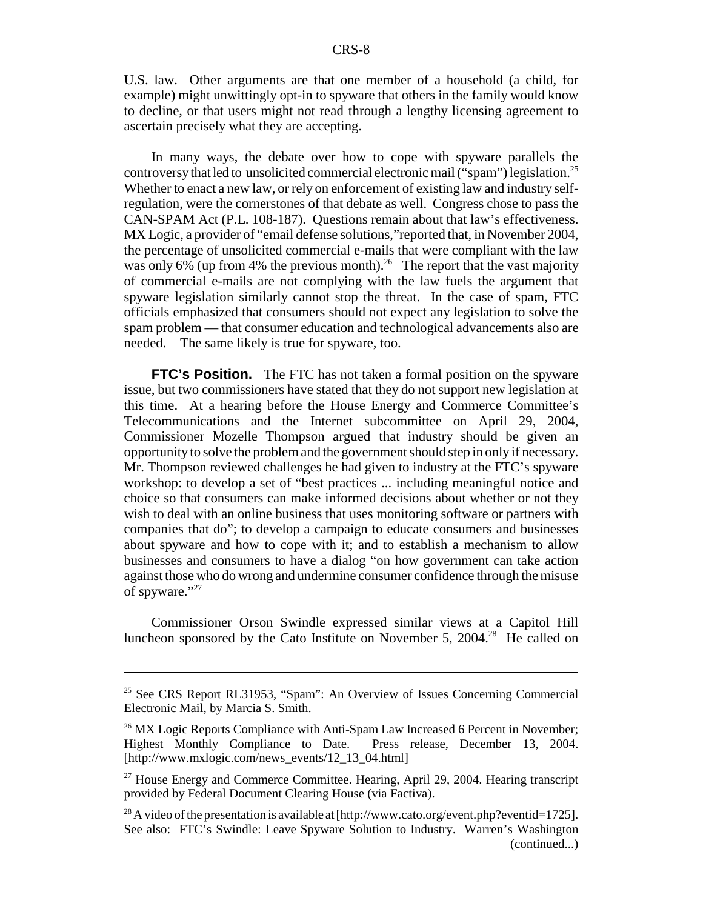U.S. law. Other arguments are that one member of a household (a child, for example) might unwittingly opt-in to spyware that others in the family would know to decline, or that users might not read through a lengthy licensing agreement to ascertain precisely what they are accepting.

In many ways, the debate over how to cope with spyware parallels the controversy that led to unsolicited commercial electronic mail ("spam") legislation.[25] Whether to enact a new law, or rely on enforcement of existing law and industry self-regulation, were the cornerstones of that debate as well. Congress chose to pass the CAN-SPAM Act (P.L. 108-187). Questions remain about that law's effectiveness. MX Logic, a provider of "email defense solutions," reported that, in November 2004, the percentage of unsolicited commercial e-mails that were compliant with the law was only 6% (up from 4% the previous month).[26] The report that the vast majority of commercial e-mails are not complying with the law fuels the argument that spyware legislation similarly cannot stop the threat. In the case of spam, FTC officials emphasized that consumers should not expect any legislation to solve the spam problem — that consumer education and technological advancements also are needed. The same likely is true for spyware, too.

**FTC's Position.** The FTC has not taken a formal position on the spyware issue, but two commissioners have stated that they do not support new legislation at this time. At a hearing before the House Energy and Commerce Committee's Telecommunications and the Internet subcommittee on April 29, 2004, Commissioner Mozelle Thompson argued that industry should be given an opportunity to solve the problem and the government should step in only if necessary. Mr. Thompson reviewed challenges he had given to industry at the FTC's spyware workshop: to develop a set of "best practices ... including meaningful notice and choice so that consumers can make informed decisions about whether or not they wish to deal with an online business that uses monitoring software or partners with companies that do"; to develop a campaign to educate consumers and businesses about spyware and how to cope with it; and to establish a mechanism to allow businesses and consumers to have a dialog "on how government can take action against those who do wrong and undermine consumer confidence through the misuse of spyware."[27]

Commissioner Orson Swindle expressed similar views at a Capitol Hill luncheon sponsored by the Cato Institute on November 5, 2004.[28] He called on

---

[25] See CRS Report RL31953, "Spam": An Overview of Issues Concerning Commercial Electronic Mail, by Marcia S. Smith.

[26] MX Logic Reports Compliance with Anti-Spam Law Increased 6 Percent in November; Highest Monthly Compliance to Date. Press release, December 13, 2004. [http://www.mxlogic.com/news_events/12_13_04.html]

[27] House Energy and Commerce Committee. Hearing, April 29, 2004. Hearing transcript provided by Federal Document Clearing House (via Factiva).

[28] A video of the presentation is available at [http://www.cato.org/event.php?eventid=1725]. See also: FTC's Swindle: Leave Spyware Solution to Industry. Warren's Washington (continued...)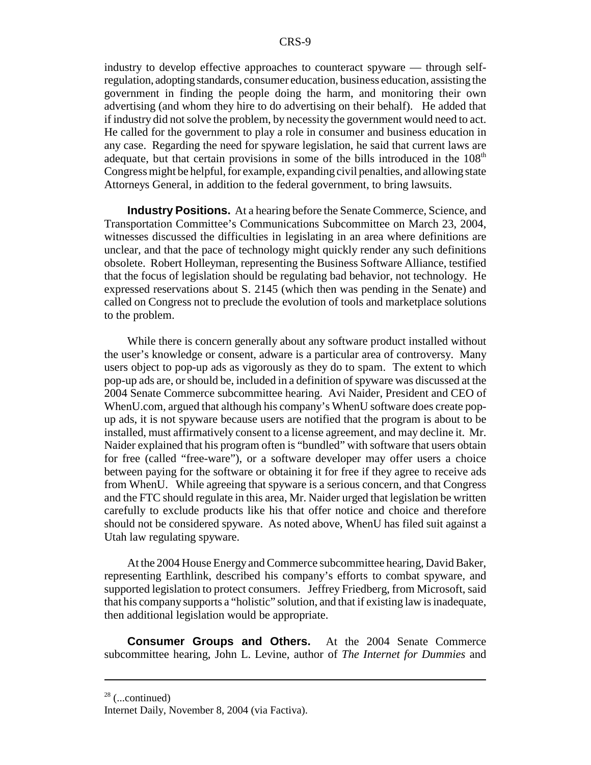industry to develop effective approaches to counteract spyware — through self-regulation, adopting standards, consumer education, business education, assisting the government in finding the people doing the harm, and monitoring their own advertising (and whom they hire to do advertising on their behalf). He added that if industry did not solve the problem, by necessity the government would need to act. He called for the government to play a role in consumer and business education in any case. Regarding the need for spyware legislation, he said that current laws are adequate, but that certain provisions in some of the bills introduced in the 108th Congress might be helpful, for example, expanding civil penalties, and allowing state Attorneys General, in addition to the federal government, to bring lawsuits.

**Industry Positions.** At a hearing before the Senate Commerce, Science, and Transportation Committee's Communications Subcommittee on March 23, 2004, witnesses discussed the difficulties in legislating in an area where definitions are unclear, and that the pace of technology might quickly render any such definitions obsolete. Robert Holleyman, representing the Business Software Alliance, testified that the focus of legislation should be regulating bad behavior, not technology. He expressed reservations about S. 2145 (which then was pending in the Senate) and called on Congress not to preclude the evolution of tools and marketplace solutions to the problem.

While there is concern generally about any software product installed without the user's knowledge or consent, adware is a particular area of controversy. Many users object to pop-up ads as vigorously as they do to spam. The extent to which pop-up ads are, or should be, included in a definition of spyware was discussed at the 2004 Senate Commerce subcommittee hearing. Avi Naider, President and CEO of WhenU.com, argued that although his company's WhenU software does create pop-up ads, it is not spyware because users are notified that the program is about to be installed, must affirmatively consent to a license agreement, and may decline it. Mr. Naider explained that his program often is "bundled" with software that users obtain for free (called "free-ware"), or a software developer may offer users a choice between paying for the software or obtaining it for free if they agree to receive ads from WhenU. While agreeing that spyware is a serious concern, and that Congress and the FTC should regulate in this area, Mr. Naider urged that legislation be written carefully to exclude products like his that offer notice and choice and therefore should not be considered spyware. As noted above, WhenU has filed suit against a Utah law regulating spyware.

At the 2004 House Energy and Commerce subcommittee hearing, David Baker, representing Earthlink, described his company's efforts to combat spyware, and supported legislation to protect consumers. Jeffrey Friedberg, from Microsoft, said that his company supports a "holistic" solution, and that if existing law is inadequate, then additional legislation would be appropriate.

**Consumer Groups and Others.** At the 2004 Senate Commerce subcommittee hearing, John L. Levine, author of *The Internet for Dummies* and

---

[28] (...continued)
Internet Daily, November 8, 2004 (via Factiva).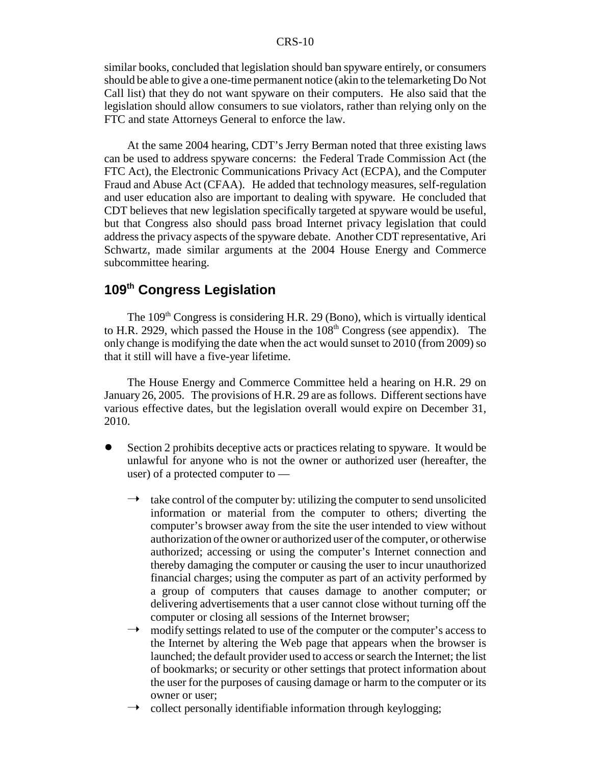similar books, concluded that legislation should ban spyware entirely, or consumers should be able to give a one-time permanent notice (akin to the telemarketing Do Not Call list) that they do not want spyware on their computers. He also said that the legislation should allow consumers to sue violators, rather than relying only on the FTC and state Attorneys General to enforce the law.

At the same 2004 hearing, CDT's Jerry Berman noted that three existing laws can be used to address spyware concerns: the Federal Trade Commission Act (the FTC Act), the Electronic Communications Privacy Act (ECPA), and the Computer Fraud and Abuse Act (CFAA). He added that technology measures, self-regulation and user education also are important to dealing with spyware. He concluded that CDT believes that new legislation specifically targeted at spyware would be useful, but that Congress also should pass broad Internet privacy legislation that could address the privacy aspects of the spyware debate. Another CDT representative, Ari Schwartz, made similar arguments at the 2004 House Energy and Commerce subcommittee hearing.

## 109th Congress Legislation

The 109th Congress is considering H.R. 29 (Bono), which is virtually identical to H.R. 2929, which passed the House in the 108th Congress (see appendix). The only change is modifying the date when the act would sunset to 2010 (from 2009) so that it still will have a five-year lifetime.

The House Energy and Commerce Committee held a hearing on H.R. 29 on January 26, 2005. The provisions of H.R. 29 are as follows. Different sections have various effective dates, but the legislation overall would expire on December 31, 2010.

- Section 2 prohibits deceptive acts or practices relating to spyware. It would be unlawful for anyone who is not the owner or authorized user (hereafter, the user) of a protected computer to —
  - take control of the computer by: utilizing the computer to send unsolicited information or material from the computer to others; diverting the computer's browser away from the site the user intended to view without authorization of the owner or authorized user of the computer, or otherwise authorized; accessing or using the computer's Internet connection and thereby damaging the computer or causing the user to incur unauthorized financial charges; using the computer as part of an activity performed by a group of computers that causes damage to another computer; or delivering advertisements that a user cannot close without turning off the computer or closing all sessions of the Internet browser;
  - modify settings related to use of the computer or the computer's access to the Internet by altering the Web page that appears when the browser is launched; the default provider used to access or search the Internet; the list of bookmarks; or security or other settings that protect information about the user for the purposes of causing damage or harm to the computer or its owner or user;
  - collect personally identifiable information through keylogging;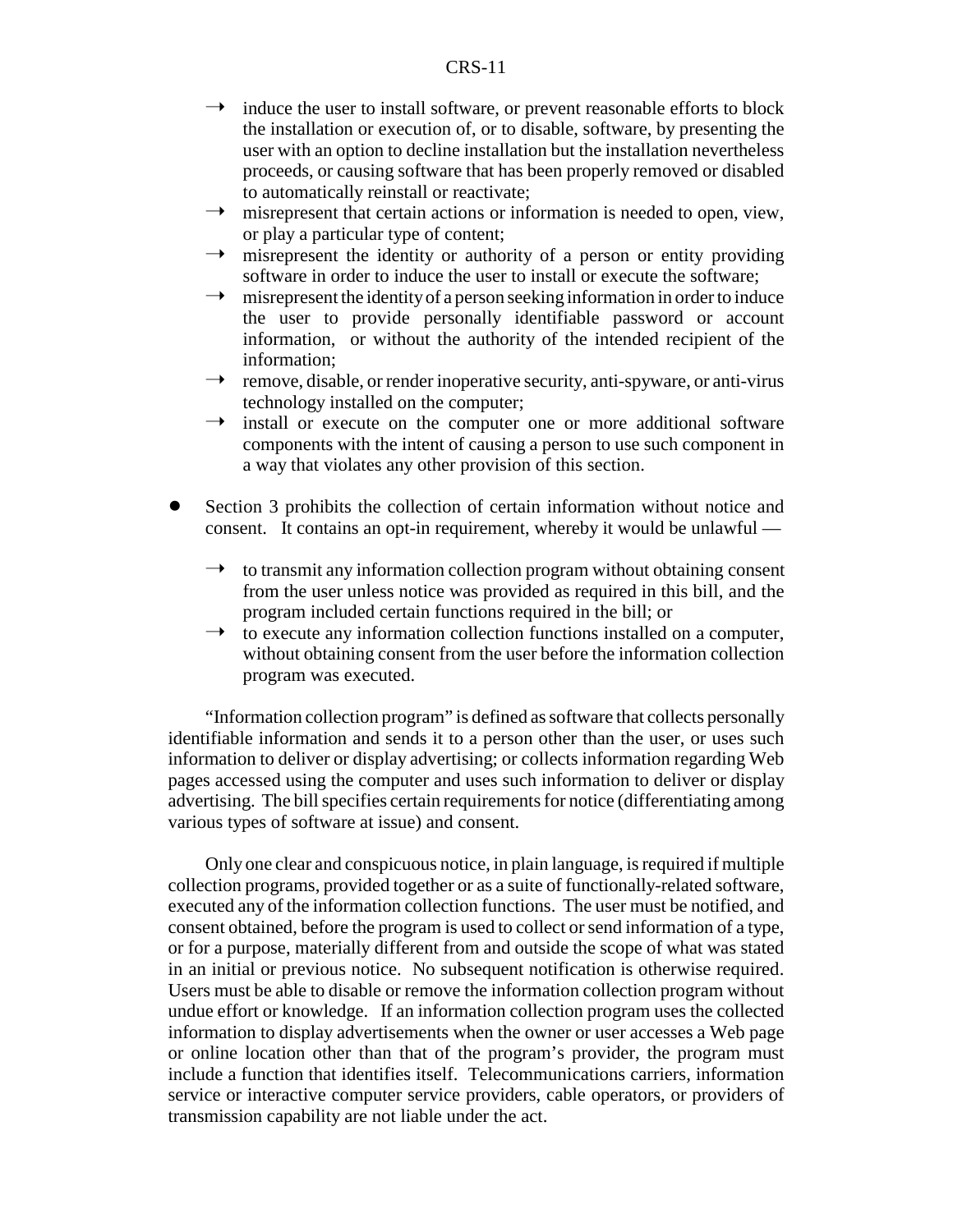- → induce the user to install software, or prevent reasonable efforts to block the installation or execution of, or to disable, software, by presenting the user with an option to decline installation but the installation nevertheless proceeds, or causing software that has been properly removed or disabled to automatically reinstall or reactivate;
  - → misrepresent that certain actions or information is needed to open, view, or play a particular type of content;
  - → misrepresent the identity or authority of a person or entity providing software in order to induce the user to install or execute the software;
  - → misrepresent the identity of a person seeking information in order to induce the user to provide personally identifiable password or account information, or without the authority of the intended recipient of the information;
  - → remove, disable, or render inoperative security, anti-spyware, or anti-virus technology installed on the computer;
  - → install or execute on the computer one or more additional software components with the intent of causing a person to use such component in a way that violates any other provision of this section.

- Section 3 prohibits the collection of certain information without notice and consent. It contains an opt-in requirement, whereby it would be unlawful —
  - → to transmit any information collection program without obtaining consent from the user unless notice was provided as required in this bill, and the program included certain functions required in the bill; or
  - → to execute any information collection functions installed on a computer, without obtaining consent from the user before the information collection program was executed.

"Information collection program" is defined as software that collects personally identifiable information and sends it to a person other than the user, or uses such information to deliver or display advertising; or collects information regarding Web pages accessed using the computer and uses such information to deliver or display advertising. The bill specifies certain requirements for notice (differentiating among various types of software at issue) and consent.

Only one clear and conspicuous notice, in plain language, is required if multiple collection programs, provided together or as a suite of functionally-related software, executed any of the information collection functions. The user must be notified, and consent obtained, before the program is used to collect or send information of a type, or for a purpose, materially different from and outside the scope of what was stated in an initial or previous notice. No subsequent notification is otherwise required. Users must be able to disable or remove the information collection program without undue effort or knowledge. If an information collection program uses the collected information to display advertisements when the owner or user accesses a Web page or online location other than that of the program's provider, the program must include a function that identifies itself. Telecommunications carriers, information service or interactive computer service providers, cable operators, or providers of transmission capability are not liable under the act.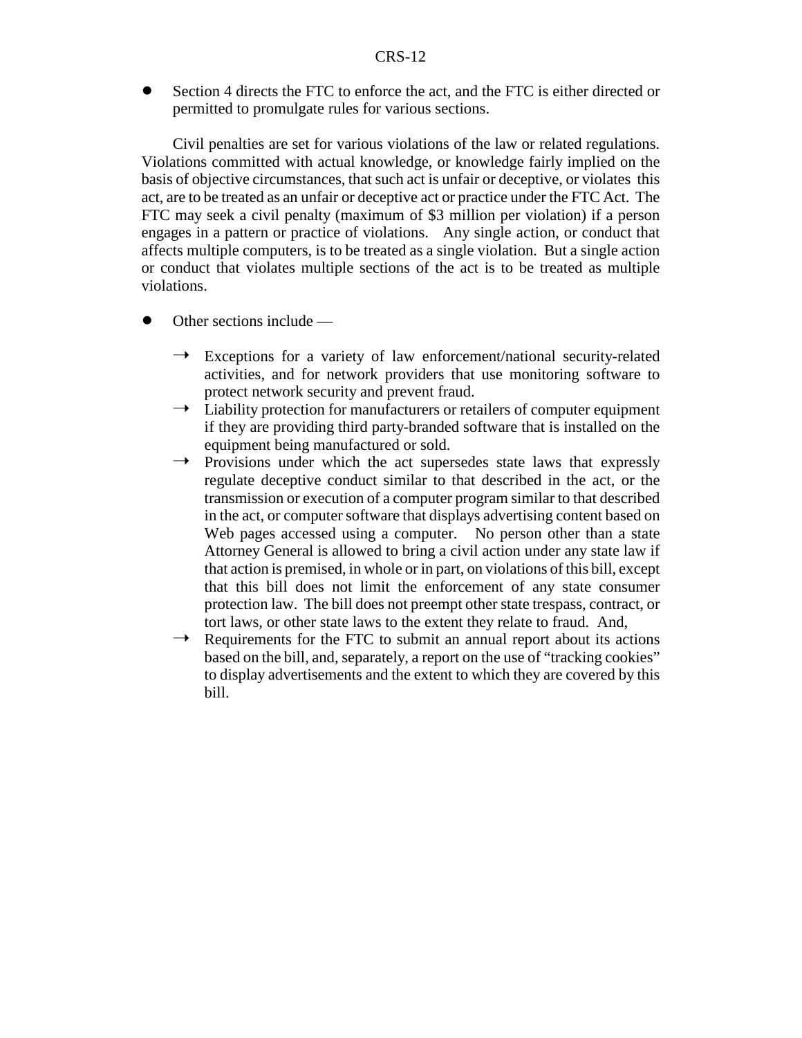- Section 4 directs the FTC to enforce the act, and the FTC is either directed or permitted to promulgate rules for various sections.

Civil penalties are set for various violations of the law or related regulations. Violations committed with actual knowledge, or knowledge fairly implied on the basis of objective circumstances, that such act is unfair or deceptive, or violates this act, are to be treated as an unfair or deceptive act or practice under the FTC Act. The FTC may seek a civil penalty (maximum of $3 million per violation) if a person engages in a pattern or practice of violations. Any single action, or conduct that affects multiple computers, is to be treated as a single violation. But a single action or conduct that violates multiple sections of the act is to be treated as multiple violations.

- Other sections include —
  - → Exceptions for a variety of law enforcement/national security-related activities, and for network providers that use monitoring software to protect network security and prevent fraud.
  - → Liability protection for manufacturers or retailers of computer equipment if they are providing third party-branded software that is installed on the equipment being manufactured or sold.
  - → Provisions under which the act supersedes state laws that expressly regulate deceptive conduct similar to that described in the act, or the transmission or execution of a computer program similar to that described in the act, or computer software that displays advertising content based on Web pages accessed using a computer. No person other than a state Attorney General is allowed to bring a civil action under any state law if that action is premised, in whole or in part, on violations of this bill, except that this bill does not limit the enforcement of any state consumer protection law. The bill does not preempt other state trespass, contract, or tort laws, or other state laws to the extent they relate to fraud. And,
  - → Requirements for the FTC to submit an annual report about its actions based on the bill, and, separately, a report on the use of "tracking cookies" to display advertisements and the extent to which they are covered by this bill.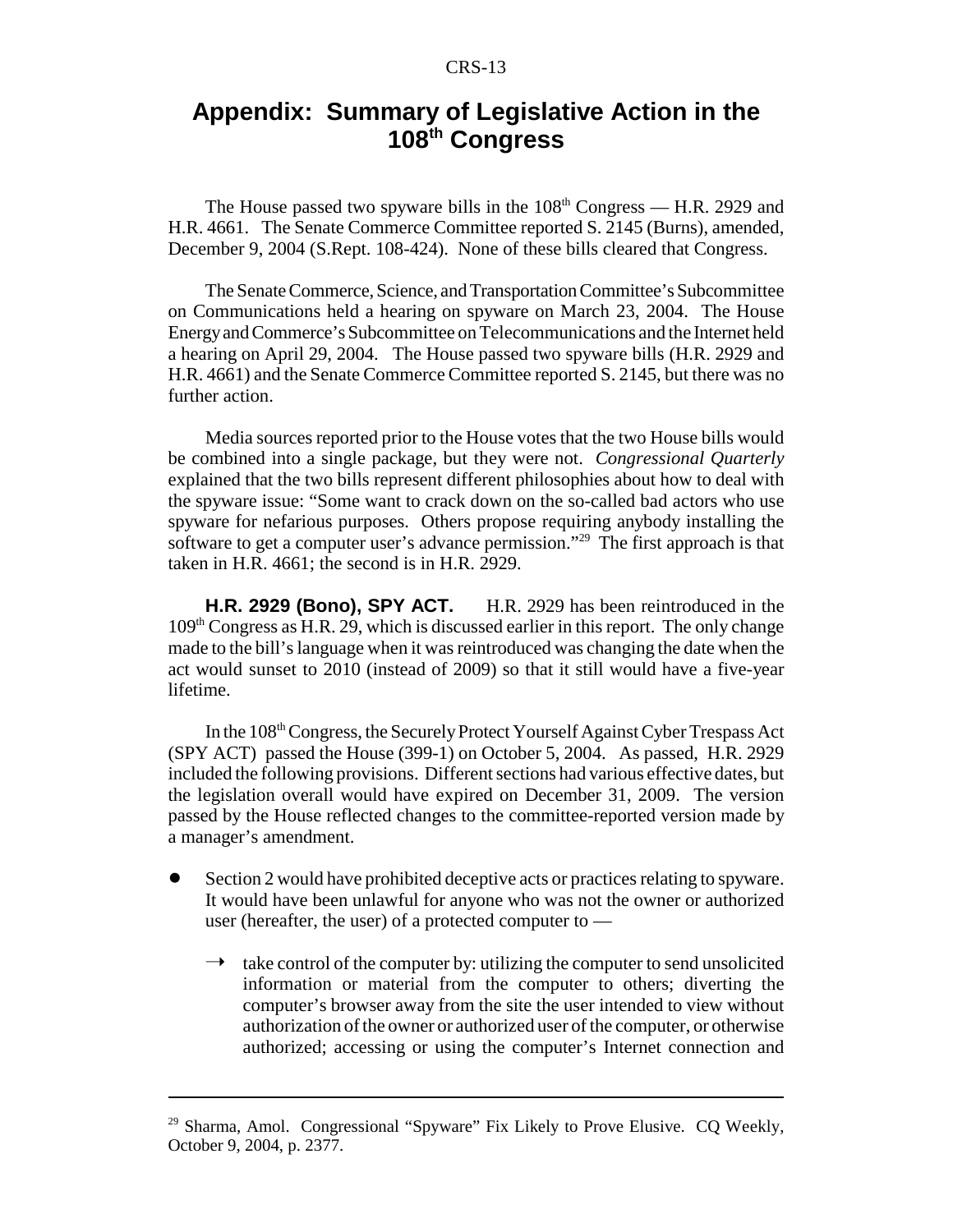# Appendix: Summary of Legislative Action in the 108th Congress

The House passed two spyware bills in the 108th Congress — H.R. 2929 and H.R. 4661. The Senate Commerce Committee reported S. 2145 (Burns), amended, December 9, 2004 (S.Rept. 108-424). None of these bills cleared that Congress.

The Senate Commerce, Science, and Transportation Committee's Subcommittee on Communications held a hearing on spyware on March 23, 2004. The House Energy and Commerce's Subcommittee on Telecommunications and the Internet held a hearing on April 29, 2004. The House passed two spyware bills (H.R. 2929 and H.R. 4661) and the Senate Commerce Committee reported S. 2145, but there was no further action.

Media sources reported prior to the House votes that the two House bills would be combined into a single package, but they were not. *Congressional Quarterly* explained that the two bills represent different philosophies about how to deal with the spyware issue: "Some want to crack down on the so-called bad actors who use spyware for nefarious purposes. Others propose requiring anybody installing the software to get a computer user's advance permission."[29] The first approach is that taken in H.R. 4661; the second is in H.R. 2929.

**H.R. 2929 (Bono), SPY ACT.** H.R. 2929 has been reintroduced in the 109th Congress as H.R. 29, which is discussed earlier in this report. The only change made to the bill's language when it was reintroduced was changing the date when the act would sunset to 2010 (instead of 2009) so that it still would have a five-year lifetime.

In the 108th Congress, the Securely Protect Yourself Against Cyber Trespass Act (SPY ACT) passed the House (399-1) on October 5, 2004. As passed, H.R. 2929 included the following provisions. Different sections had various effective dates, but the legislation overall would have expired on December 31, 2009. The version passed by the House reflected changes to the committee-reported version made by a manager's amendment.

- Section 2 would have prohibited deceptive acts or practices relating to spyware. It would have been unlawful for anyone who was not the owner or authorized user (hereafter, the user) of a protected computer to —
  - → take control of the computer by: utilizing the computer to send unsolicited information or material from the computer to others; diverting the computer's browser away from the site the user intended to view without authorization of the owner or authorized user of the computer, or otherwise authorized; accessing or using the computer's Internet connection and

[29] Sharma, Amol. Congressional "Spyware" Fix Likely to Prove Elusive. CQ Weekly, October 9, 2004, p. 2377.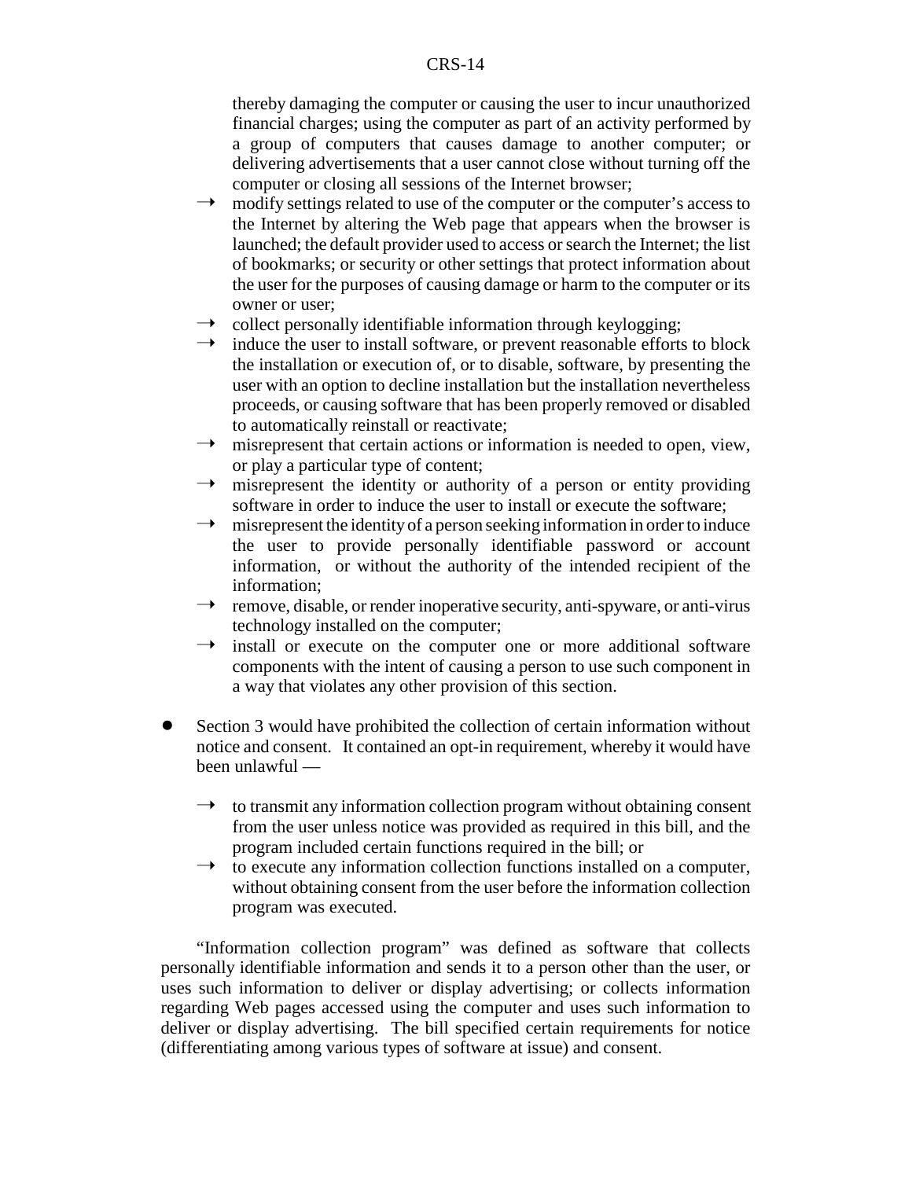thereby damaging the computer or causing the user to incur unauthorized financial charges; using the computer as part of an activity performed by a group of computers that causes damage to another computer; or delivering advertisements that a user cannot close without turning off the computer or closing all sessions of the Internet browser;

- → modify settings related to use of the computer or the computer's access to the Internet by altering the Web page that appears when the browser is launched; the default provider used to access or search the Internet; the list of bookmarks; or security or other settings that protect information about the user for the purposes of causing damage or harm to the computer or its owner or user;
- → collect personally identifiable information through keylogging;
- → induce the user to install software, or prevent reasonable efforts to block the installation or execution of, or to disable, software, by presenting the user with an option to decline installation but the installation nevertheless proceeds, or causing software that has been properly removed or disabled to automatically reinstall or reactivate;
- → misrepresent that certain actions or information is needed to open, view, or play a particular type of content;
- → misrepresent the identity or authority of a person or entity providing software in order to induce the user to install or execute the software;
- → misrepresent the identity of a person seeking information in order to induce the user to provide personally identifiable password or account information, or without the authority of the intended recipient of the information;
- → remove, disable, or render inoperative security, anti-spyware, or anti-virus technology installed on the computer;
- → install or execute on the computer one or more additional software components with the intent of causing a person to use such component in a way that violates any other provision of this section.

- Section 3 would have prohibited the collection of certain information without notice and consent. It contained an opt-in requirement, whereby it would have been unlawful —

  - → to transmit any information collection program without obtaining consent from the user unless notice was provided as required in this bill, and the program included certain functions required in the bill; or
  - → to execute any information collection functions installed on a computer, without obtaining consent from the user before the information collection program was executed.

"Information collection program" was defined as software that collects personally identifiable information and sends it to a person other than the user, or uses such information to deliver or display advertising; or collects information regarding Web pages accessed using the computer and uses such information to deliver or display advertising. The bill specified certain requirements for notice (differentiating among various types of software at issue) and consent.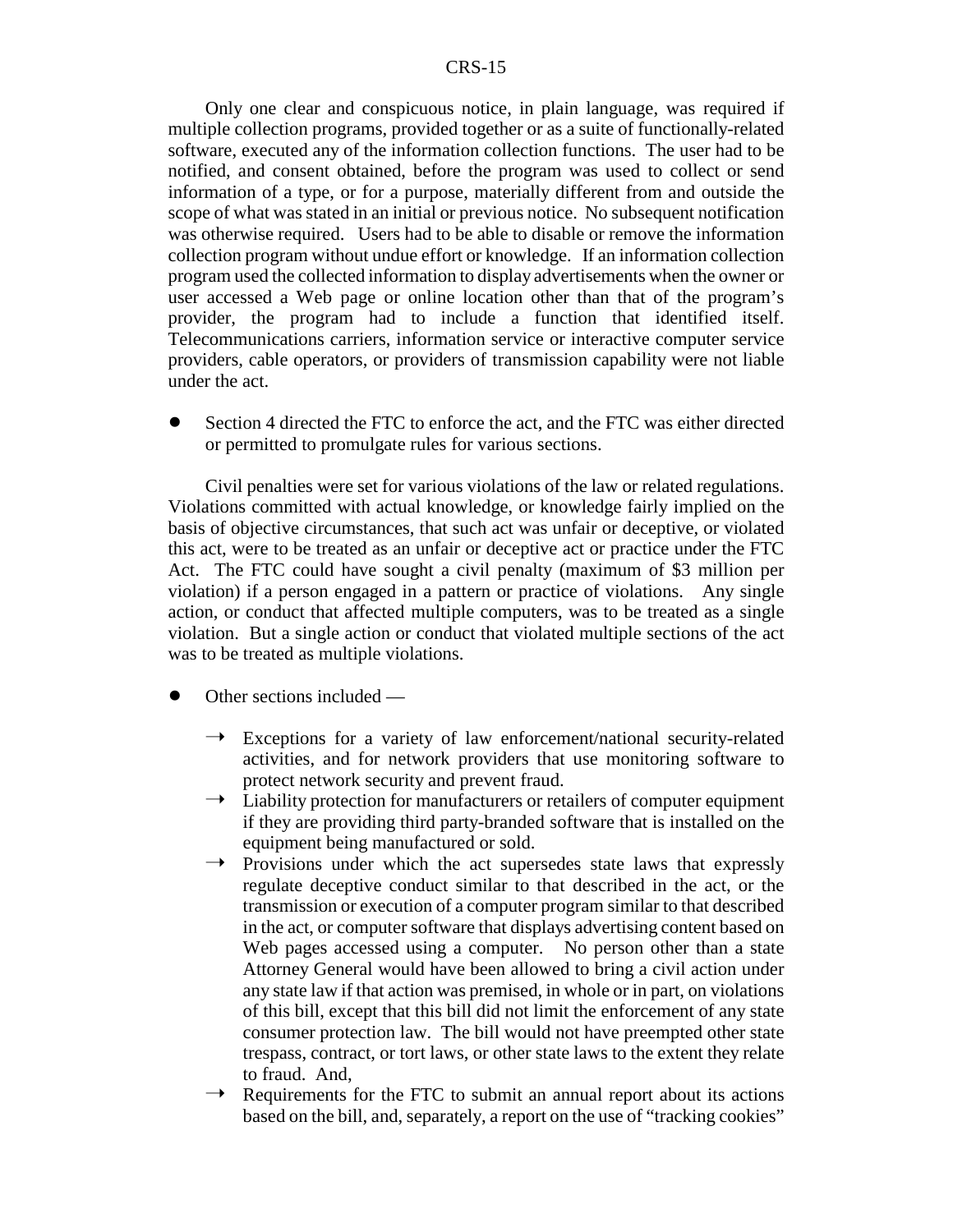Only one clear and conspicuous notice, in plain language, was required if multiple collection programs, provided together or as a suite of functionally-related software, executed any of the information collection functions. The user had to be notified, and consent obtained, before the program was used to collect or send information of a type, or for a purpose, materially different from and outside the scope of what was stated in an initial or previous notice. No subsequent notification was otherwise required. Users had to be able to disable or remove the information collection program without undue effort or knowledge. If an information collection program used the collected information to display advertisements when the owner or user accessed a Web page or online location other than that of the program's provider, the program had to include a function that identified itself. Telecommunications carriers, information service or interactive computer service providers, cable operators, or providers of transmission capability were not liable under the act.

- Section 4 directed the FTC to enforce the act, and the FTC was either directed or permitted to promulgate rules for various sections.

Civil penalties were set for various violations of the law or related regulations. Violations committed with actual knowledge, or knowledge fairly implied on the basis of objective circumstances, that such act was unfair or deceptive, or violated this act, were to be treated as an unfair or deceptive act or practice under the FTC Act. The FTC could have sought a civil penalty (maximum of $3 million per violation) if a person engaged in a pattern or practice of violations. Any single action, or conduct that affected multiple computers, was to be treated as a single violation. But a single action or conduct that violated multiple sections of the act was to be treated as multiple violations.

- Other sections included —
  - → Exceptions for a variety of law enforcement/national security-related activities, and for network providers that use monitoring software to protect network security and prevent fraud.
  - → Liability protection for manufacturers or retailers of computer equipment if they are providing third party-branded software that is installed on the equipment being manufactured or sold.
  - → Provisions under which the act supersedes state laws that expressly regulate deceptive conduct similar to that described in the act, or the transmission or execution of a computer program similar to that described in the act, or computer software that displays advertising content based on Web pages accessed using a computer. No person other than a state Attorney General would have been allowed to bring a civil action under any state law if that action was premised, in whole or in part, on violations of this bill, except that this bill did not limit the enforcement of any state consumer protection law. The bill would not have preempted other state trespass, contract, or tort laws, or other state laws to the extent they relate to fraud. And,
  - → Requirements for the FTC to submit an annual report about its actions based on the bill, and, separately, a report on the use of "tracking cookies"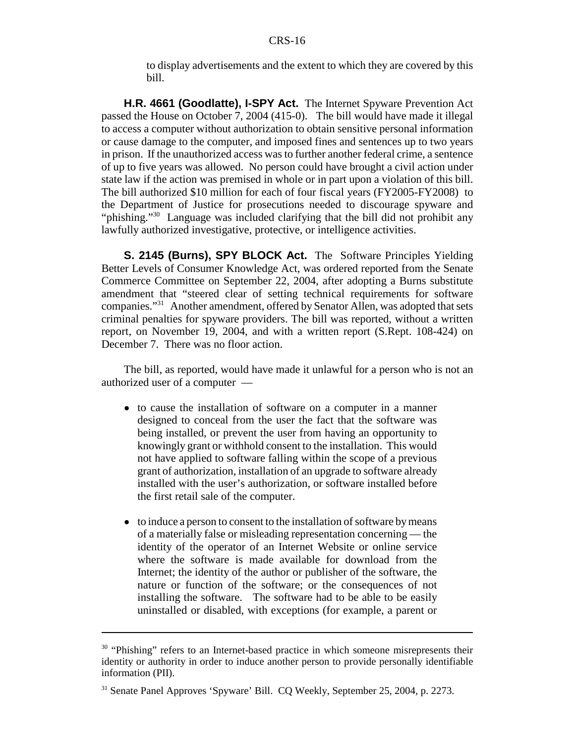to display advertisements and the extent to which they are covered by this bill.

**H.R. 4661 (Goodlatte), I-SPY Act.** The Internet Spyware Prevention Act passed the House on October 7, 2004 (415-0). The bill would have made it illegal to access a computer without authorization to obtain sensitive personal information or cause damage to the computer, and imposed fines and sentences up to two years in prison. If the unauthorized access was to further another federal crime, a sentence of up to five years was allowed. No person could have brought a civil action under state law if the action was premised in whole or in part upon a violation of this bill. The bill authorized $10 million for each of four fiscal years (FY2005-FY2008) to the Department of Justice for prosecutions needed to discourage spyware and "phishing."[30] Language was included clarifying that the bill did not prohibit any lawfully authorized investigative, protective, or intelligence activities.

**S. 2145 (Burns), SPY BLOCK Act.** The Software Principles Yielding Better Levels of Consumer Knowledge Act, was ordered reported from the Senate Commerce Committee on September 22, 2004, after adopting a Burns substitute amendment that "steered clear of setting technical requirements for software companies."[31] Another amendment, offered by Senator Allen, was adopted that sets criminal penalties for spyware providers. The bill was reported, without a written report, on November 19, 2004, and with a written report (S.Rept. 108-424) on December 7. There was no floor action.

The bill, as reported, would have made it unlawful for a person who is not an authorized user of a computer —

- to cause the installation of software on a computer in a manner designed to conceal from the user the fact that the software was being installed, or prevent the user from having an opportunity to knowingly grant or withhold consent to the installation. This would not have applied to software falling within the scope of a previous grant of authorization, installation of an upgrade to software already installed with the user's authorization, or software installed before the first retail sale of the computer.

- to induce a person to consent to the installation of software by means of a materially false or misleading representation concerning — the identity of the operator of an Internet Website or online service where the software is made available for download from the Internet; the identity of the author or publisher of the software, the nature or function of the software; or the consequences of not installing the software. The software had to be able to be easily uninstalled or disabled, with exceptions (for example, a parent or

---

[30] "Phishing" refers to an Internet-based practice in which someone misrepresents their identity or authority in order to induce another person to provide personally identifiable information (PII).

[31] Senate Panel Approves 'Spyware' Bill. CQ Weekly, September 25, 2004, p. 2273.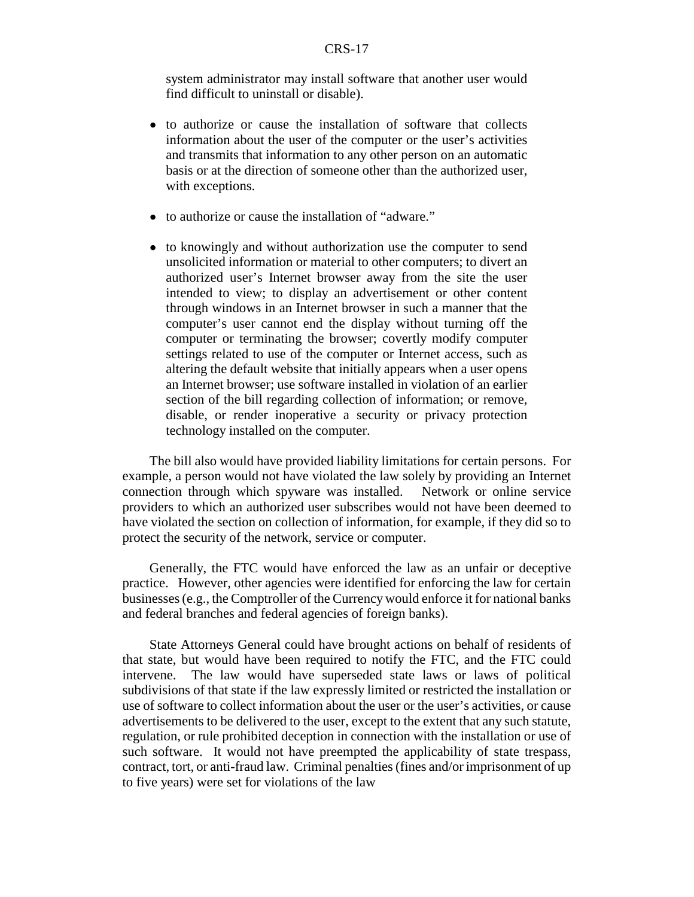system administrator may install software that another user would find difficult to uninstall or disable).

- to authorize or cause the installation of software that collects information about the user of the computer or the user's activities and transmits that information to any other person on an automatic basis or at the direction of someone other than the authorized user, with exceptions.
- to authorize or cause the installation of "adware."
- to knowingly and without authorization use the computer to send unsolicited information or material to other computers; to divert an authorized user's Internet browser away from the site the user intended to view; to display an advertisement or other content through windows in an Internet browser in such a manner that the computer's user cannot end the display without turning off the computer or terminating the browser; covertly modify computer settings related to use of the computer or Internet access, such as altering the default website that initially appears when a user opens an Internet browser; use software installed in violation of an earlier section of the bill regarding collection of information; or remove, disable, or render inoperative a security or privacy protection technology installed on the computer.

The bill also would have provided liability limitations for certain persons. For example, a person would not have violated the law solely by providing an Internet connection through which spyware was installed. Network or online service providers to which an authorized user subscribes would not have been deemed to have violated the section on collection of information, for example, if they did so to protect the security of the network, service or computer.

Generally, the FTC would have enforced the law as an unfair or deceptive practice. However, other agencies were identified for enforcing the law for certain businesses (e.g., the Comptroller of the Currency would enforce it for national banks and federal branches and federal agencies of foreign banks).

State Attorneys General could have brought actions on behalf of residents of that state, but would have been required to notify the FTC, and the FTC could intervene. The law would have superseded state laws or laws of political subdivisions of that state if the law expressly limited or restricted the installation or use of software to collect information about the user or the user's activities, or cause advertisements to be delivered to the user, except to the extent that any such statute, regulation, or rule prohibited deception in connection with the installation or use of such software. It would not have preempted the applicability of state trespass, contract, tort, or anti-fraud law. Criminal penalties (fines and/or imprisonment of up to five years) were set for violations of the law